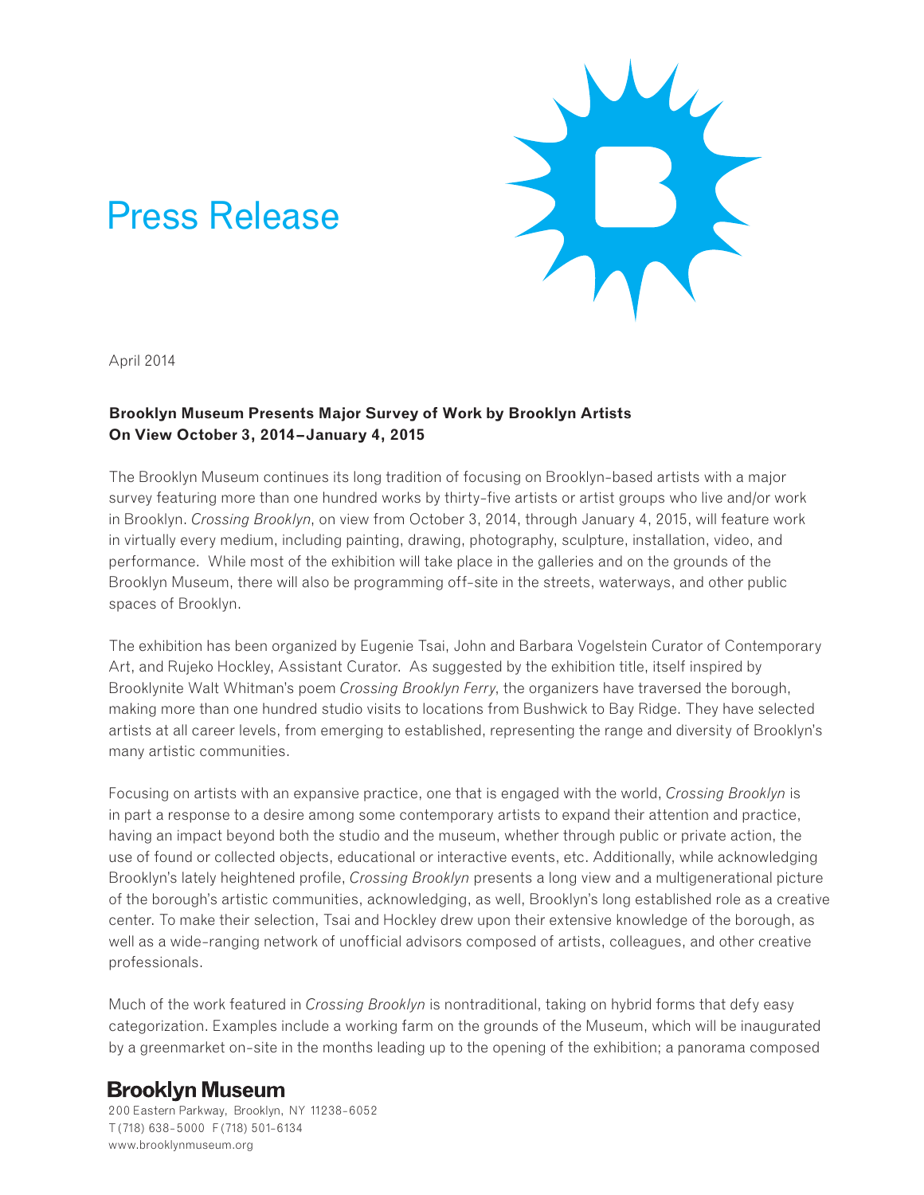# Press Release

April 2014

**Brooklyn Museum Presents Major Survey of Work by Brooklyn Artists**
**On View October 3, 2014–January 4, 2015**

The Brooklyn Museum continues its long tradition of focusing on Brooklyn-based artists with a major survey featuring more than one hundred works by thirty-five artists or artist groups who live and/or work in Brooklyn. *Crossing Brooklyn*, on view from October 3, 2014, through January 4, 2015, will feature work in virtually every medium, including painting, drawing, photography, sculpture, installation, video, and performance. While most of the exhibition will take place in the galleries and on the grounds of the Brooklyn Museum, there will also be programming off-site in the streets, waterways, and other public spaces of Brooklyn.

The exhibition has been organized by Eugenie Tsai, John and Barbara Vogelstein Curator of Contemporary Art, and Rujeko Hockley, Assistant Curator. As suggested by the exhibition title, itself inspired by Brooklynite Walt Whitman's poem *Crossing Brooklyn Ferry*, the organizers have traversed the borough, making more than one hundred studio visits to locations from Bushwick to Bay Ridge. They have selected artists at all career levels, from emerging to established, representing the range and diversity of Brooklyn's many artistic communities.

Focusing on artists with an expansive practice, one that is engaged with the world, *Crossing Brooklyn* is in part a response to a desire among some contemporary artists to expand their attention and practice, having an impact beyond both the studio and the museum, whether through public or private action, the use of found or collected objects, educational or interactive events, etc. Additionally, while acknowledging Brooklyn's lately heightened profile, *Crossing Brooklyn* presents a long view and a multigenerational picture of the borough's artistic communities, acknowledging, as well, Brooklyn's long established role as a creative center. To make their selection, Tsai and Hockley drew upon their extensive knowledge of the borough, as well as a wide-ranging network of unofficial advisors composed of artists, colleagues, and other creative professionals.

Much of the work featured in *Crossing Brooklyn* is nontraditional, taking on hybrid forms that defy easy categorization. Examples include a working farm on the grounds of the Museum, which will be inaugurated by a greenmarket on-site in the months leading up to the opening of the exhibition; a panorama composed

**Brooklyn Museum**
200 Eastern Parkway, Brooklyn, NY 11238-6052
T (718) 638-5000 F (718) 501-6134
www.brooklynmuseum.org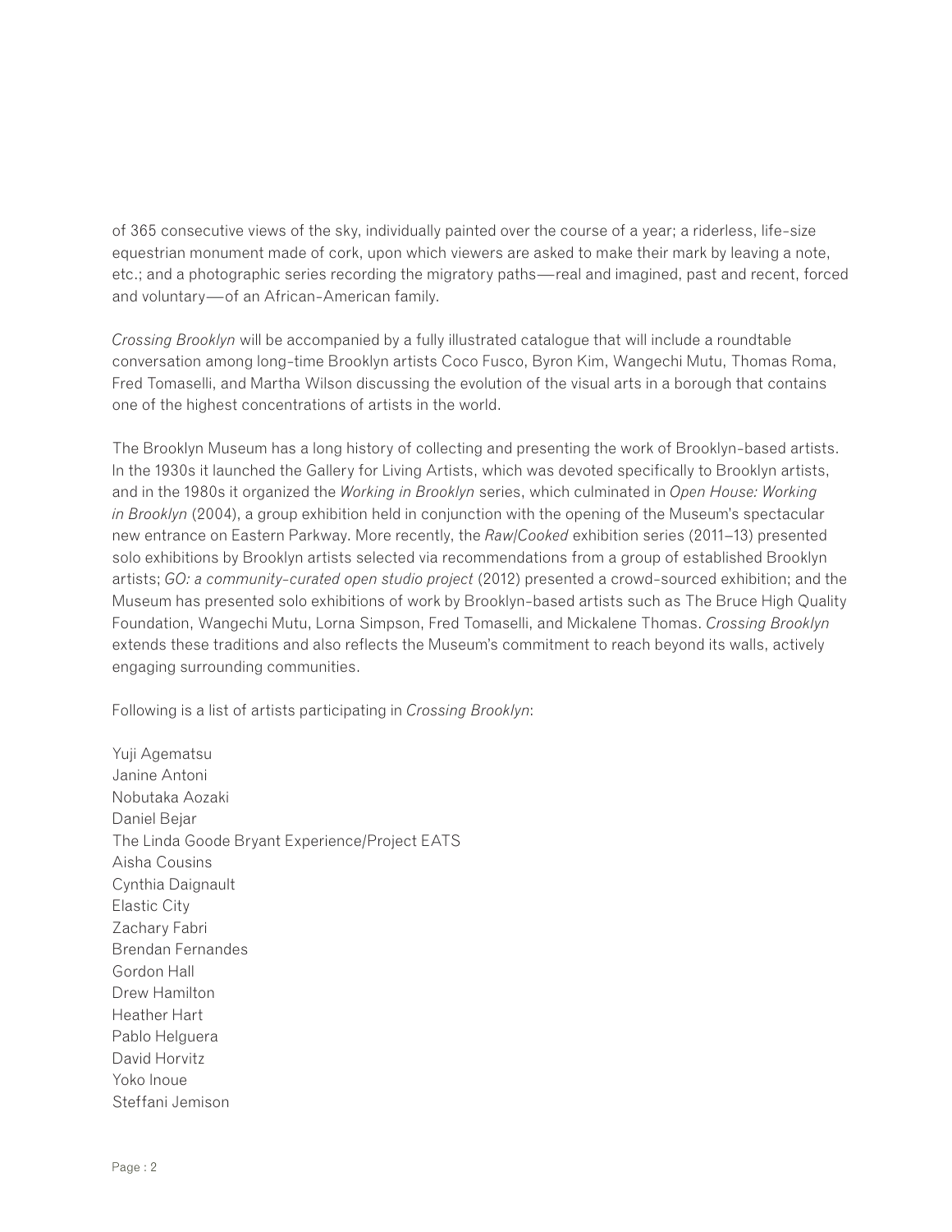of 365 consecutive views of the sky, individually painted over the course of a year; a riderless, life-size equestrian monument made of cork, upon which viewers are asked to make their mark by leaving a note, etc.; and a photographic series recording the migratory paths—real and imagined, past and recent, forced and voluntary—of an African-American family.

*Crossing Brooklyn* will be accompanied by a fully illustrated catalogue that will include a roundtable conversation among long-time Brooklyn artists Coco Fusco, Byron Kim, Wangechi Mutu, Thomas Roma, Fred Tomaselli, and Martha Wilson discussing the evolution of the visual arts in a borough that contains one of the highest concentrations of artists in the world.

The Brooklyn Museum has a long history of collecting and presenting the work of Brooklyn-based artists. In the 1930s it launched the Gallery for Living Artists, which was devoted specifically to Brooklyn artists, and in the 1980s it organized the *Working in Brooklyn* series, which culminated in *Open House: Working in Brooklyn* (2004), a group exhibition held in conjunction with the opening of the Museum's spectacular new entrance on Eastern Parkway. More recently, the *Raw/Cooked* exhibition series (2011–13) presented solo exhibitions by Brooklyn artists selected via recommendations from a group of established Brooklyn artists; *GO: a community-curated open studio project* (2012) presented a crowd-sourced exhibition; and the Museum has presented solo exhibitions of work by Brooklyn-based artists such as The Bruce High Quality Foundation, Wangechi Mutu, Lorna Simpson, Fred Tomaselli, and Mickalene Thomas. *Crossing Brooklyn* extends these traditions and also reflects the Museum's commitment to reach beyond its walls, actively engaging surrounding communities.

Following is a list of artists participating in *Crossing Brooklyn*:

Yuji Agematsu
Janine Antoni
Nobutaka Aozaki
Daniel Bejar
The Linda Goode Bryant Experience/Project EATS
Aisha Cousins
Cynthia Daignault
Elastic City
Zachary Fabri
Brendan Fernandes
Gordon Hall
Drew Hamilton
Heather Hart
Pablo Helguera
David Horvitz
Yoko Inoue
Steffani Jemison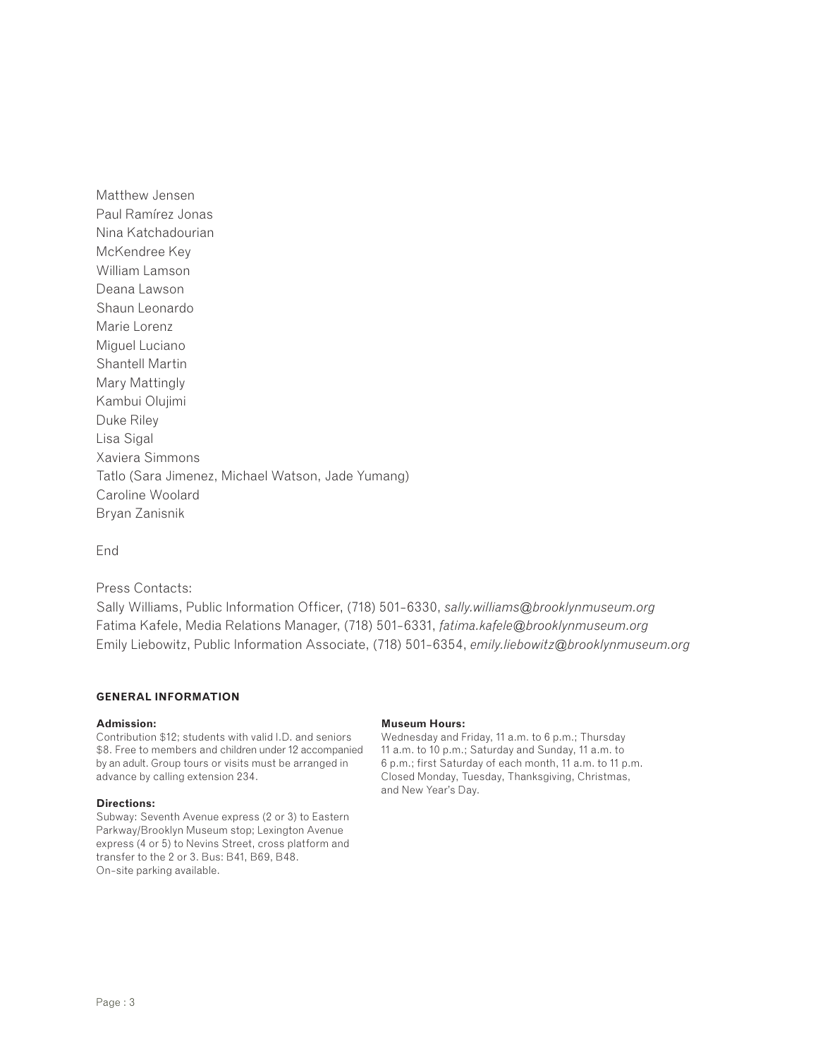Matthew Jensen
Paul Ramírez Jonas
Nina Katchadourian
McKendree Key
William Lamson
Deana Lawson
Shaun Leonardo
Marie Lorenz
Miguel Luciano
Shantell Martin
Mary Mattingly
Kambui Olujimi
Duke Riley
Lisa Sigal
Xaviera Simmons
Tatlo (Sara Jimenez, Michael Watson, Jade Yumang)
Caroline Woolard
Bryan Zanisnik

End

Press Contacts:
Sally Williams, Public Information Officer, (718) 501-6330, *sally.williams@brooklynmuseum.org*
Fatima Kafele, Media Relations Manager, (718) 501-6331, *fatima.kafele@brooklynmuseum.org*
Emily Liebowitz, Public Information Associate, (718) 501-6354, *emily.liebowitz@brooklynmuseum.org*

**GENERAL INFORMATION**

**Admission:**
Contribution $12; students with valid I.D. and seniors $8. Free to members and children under 12 accompanied by an adult. Group tours or visits must be arranged in advance by calling extension 234.

**Directions:**
Subway: Seventh Avenue express (2 or 3) to Eastern Parkway/Brooklyn Museum stop; Lexington Avenue express (4 or 5) to Nevins Street, cross platform and transfer to the 2 or 3. Bus: B41, B69, B48.
On-site parking available.

**Museum Hours:**
Wednesday and Friday, 11 a.m. to 6 p.m.; Thursday 11 a.m. to 10 p.m.; Saturday and Sunday, 11 a.m. to 6 p.m.; first Saturday of each month, 11 a.m. to 11 p.m. Closed Monday, Tuesday, Thanksgiving, Christmas, and New Year's Day.